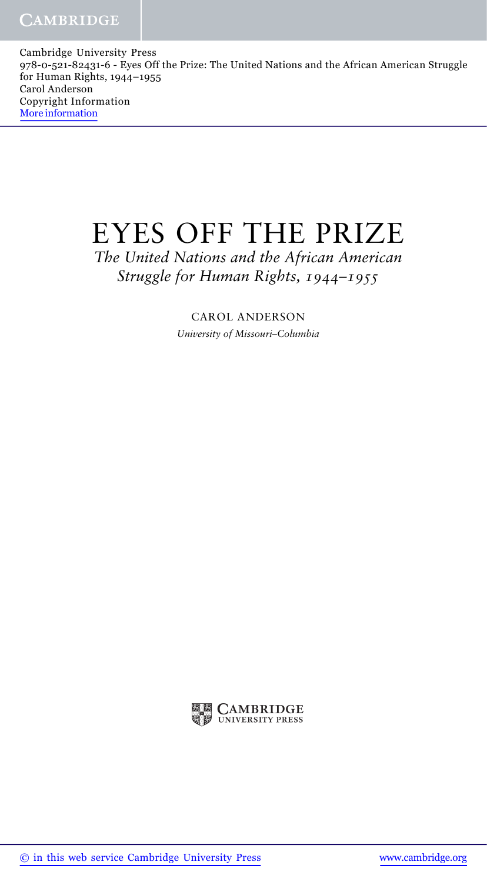Cambridge University Press
978-0-521-82431-6 - Eyes Off the Prize: The United Nations and the African American Struggle for Human Rights, 1944–1955
Carol Anderson
Copyright Information
More information

# EYES OFF THE PRIZE

*The United Nations and the African American Struggle for Human Rights, 1944–1955*

CAROL ANDERSON

*University of Missouri–Columbia*

CAMBRIDGE UNIVERSITY PRESS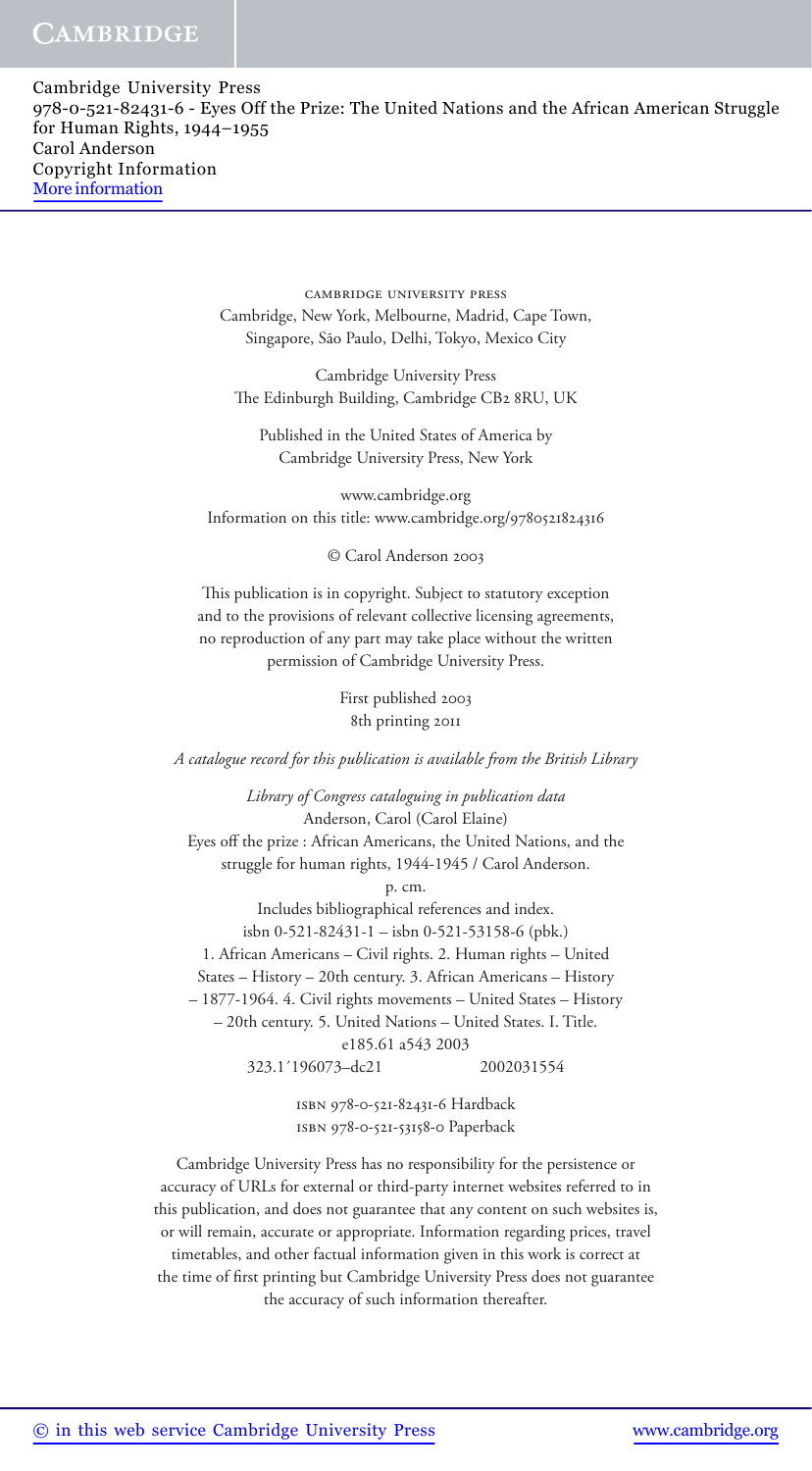CAMBRIDGE UNIVERSITY PRESS
Cambridge, New York, Melbourne, Madrid, Cape Town,
Singapore, São Paulo, Delhi, Tokyo, Mexico City

Cambridge University Press
The Edinburgh Building, Cambridge CB2 8RU, UK

Published in the United States of America by
Cambridge University Press, New York

www.cambridge.org
Information on this title: www.cambridge.org/9780521824316

© Carol Anderson 2003

This publication is in copyright. Subject to statutory exception
and to the provisions of relevant collective licensing agreements,
no reproduction of any part may take place without the written
permission of Cambridge University Press.

First published 2003
8th printing 2011

*A catalogue record for this publication is available from the British Library*

*Library of Congress cataloguing in publication data*
Anderson, Carol (Carol Elaine)
Eyes off the prize : African Americans, the United Nations, and the
struggle for human rights, 1944-1945 / Carol Anderson.
p. cm.
Includes bibliographical references and index.
isbn 0-521-82431-1 – isbn 0-521-53158-6 (pbk.)
1. African Americans – Civil rights. 2. Human rights – United
States – History – 20th century. 3. African Americans – History
– 1877-1964. 4. Civil rights movements – United States – History
– 20th century. 5. United Nations – United States. I. Title.
e185.61 a543 2003
323.1´196073–dc21 2002031554

isbn 978-0-521-82431-6 Hardback
isbn 978-0-521-53158-0 Paperback

Cambridge University Press has no responsibility for the persistence or
accuracy of URLs for external or third-party internet websites referred to in
this publication, and does not guarantee that any content on such websites is,
or will remain, accurate or appropriate. Information regarding prices, travel
timetables, and other factual information given in this work is correct at
the time of first printing but Cambridge University Press does not guarantee
the accuracy of such information thereafter.